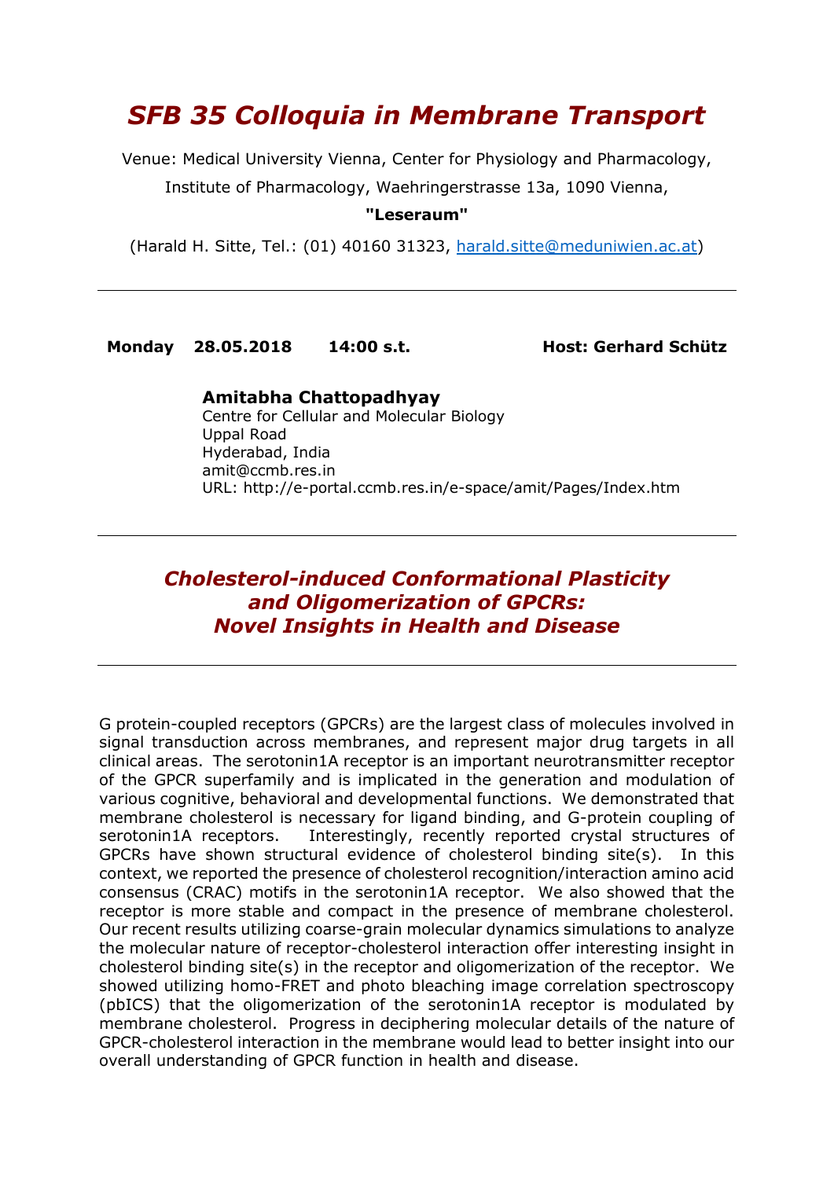# *SFB 35 Colloquia in Membrane Transport*

Venue: Medical University Vienna, Center for Physiology and Pharmacology,

Institute of Pharmacology, Waehringerstrasse 13a, 1090 Vienna,

**"Leseraum"**

(Harald H. Sitte, Tel.: (01) 40160 31323, harald.sitte@meduniwien.ac.at)

---

**Monday 28.05.2018 14:00 s.t. Host: Gerhard Schütz**

**Amitabha Chattopadhyay**
Centre for Cellular and Molecular Biology
Uppal Road
Hyderabad, India
amit@ccmb.res.in
URL: http://e-portal.ccmb.res.in/e-space/amit/Pages/Index.htm

---

## *Cholesterol-induced Conformational Plasticity and Oligomerization of GPCRs: Novel Insights in Health and Disease*

---

G protein-coupled receptors (GPCRs) are the largest class of molecules involved in signal transduction across membranes, and represent major drug targets in all clinical areas. The serotonin1A receptor is an important neurotransmitter receptor of the GPCR superfamily and is implicated in the generation and modulation of various cognitive, behavioral and developmental functions. We demonstrated that membrane cholesterol is necessary for ligand binding, and G-protein coupling of serotonin1A receptors. Interestingly, recently reported crystal structures of GPCRs have shown structural evidence of cholesterol binding site(s). In this context, we reported the presence of cholesterol recognition/interaction amino acid consensus (CRAC) motifs in the serotonin1A receptor. We also showed that the receptor is more stable and compact in the presence of membrane cholesterol. Our recent results utilizing coarse-grain molecular dynamics simulations to analyze the molecular nature of receptor-cholesterol interaction offer interesting insight in cholesterol binding site(s) in the receptor and oligomerization of the receptor. We showed utilizing homo-FRET and photo bleaching image correlation spectroscopy (pbICS) that the oligomerization of the serotonin1A receptor is modulated by membrane cholesterol. Progress in deciphering molecular details of the nature of GPCR-cholesterol interaction in the membrane would lead to better insight into our overall understanding of GPCR function in health and disease.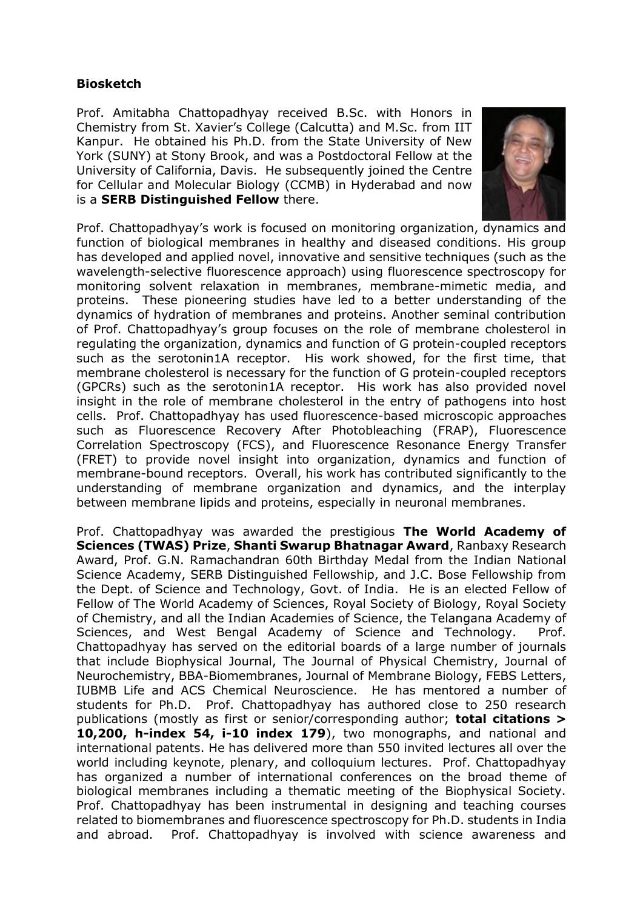**Biosketch**

Prof. Amitabha Chattopadhyay received B.Sc. with Honors in Chemistry from St. Xavier's College (Calcutta) and M.Sc. from IIT Kanpur. He obtained his Ph.D. from the State University of New York (SUNY) at Stony Brook, and was a Postdoctoral Fellow at the University of California, Davis. He subsequently joined the Centre for Cellular and Molecular Biology (CCMB) in Hyderabad and now is a **SERB Distinguished Fellow** there.

Prof. Chattopadhyay's work is focused on monitoring organization, dynamics and function of biological membranes in healthy and diseased conditions. His group has developed and applied novel, innovative and sensitive techniques (such as the wavelength-selective fluorescence approach) using fluorescence spectroscopy for monitoring solvent relaxation in membranes, membrane-mimetic media, and proteins. These pioneering studies have led to a better understanding of the dynamics of hydration of membranes and proteins. Another seminal contribution of Prof. Chattopadhyay's group focuses on the role of membrane cholesterol in regulating the organization, dynamics and function of G protein-coupled receptors such as the serotonin1A receptor. His work showed, for the first time, that membrane cholesterol is necessary for the function of G protein-coupled receptors (GPCRs) such as the serotonin1A receptor. His work has also provided novel insight in the role of membrane cholesterol in the entry of pathogens into host cells. Prof. Chattopadhyay has used fluorescence-based microscopic approaches such as Fluorescence Recovery After Photobleaching (FRAP), Fluorescence Correlation Spectroscopy (FCS), and Fluorescence Resonance Energy Transfer (FRET) to provide novel insight into organization, dynamics and function of membrane-bound receptors. Overall, his work has contributed significantly to the understanding of membrane organization and dynamics, and the interplay between membrane lipids and proteins, especially in neuronal membranes.

Prof. Chattopadhyay was awarded the prestigious **The World Academy of Sciences (TWAS) Prize**, **Shanti Swarup Bhatnagar Award**, Ranbaxy Research Award, Prof. G.N. Ramachandran 60th Birthday Medal from the Indian National Science Academy, SERB Distinguished Fellowship, and J.C. Bose Fellowship from the Dept. of Science and Technology, Govt. of India. He is an elected Fellow of Fellow of The World Academy of Sciences, Royal Society of Biology, Royal Society of Chemistry, and all the Indian Academies of Science, the Telangana Academy of Sciences, and West Bengal Academy of Science and Technology. Prof. Chattopadhyay has served on the editorial boards of a large number of journals that include Biophysical Journal, The Journal of Physical Chemistry, Journal of Neurochemistry, BBA-Biomembranes, Journal of Membrane Biology, FEBS Letters, IUBMB Life and ACS Chemical Neuroscience. He has mentored a number of students for Ph.D. Prof. Chattopadhyay has authored close to 250 research publications (mostly as first or senior/corresponding author; **total citations > 10,200, h-index 54, i-10 index 179**), two monographs, and national and international patents. He has delivered more than 550 invited lectures all over the world including keynote, plenary, and colloquium lectures. Prof. Chattopadhyay has organized a number of international conferences on the broad theme of biological membranes including a thematic meeting of the Biophysical Society. Prof. Chattopadhyay has been instrumental in designing and teaching courses related to biomembranes and fluorescence spectroscopy for Ph.D. students in India and abroad. Prof. Chattopadhyay is involved with science awareness and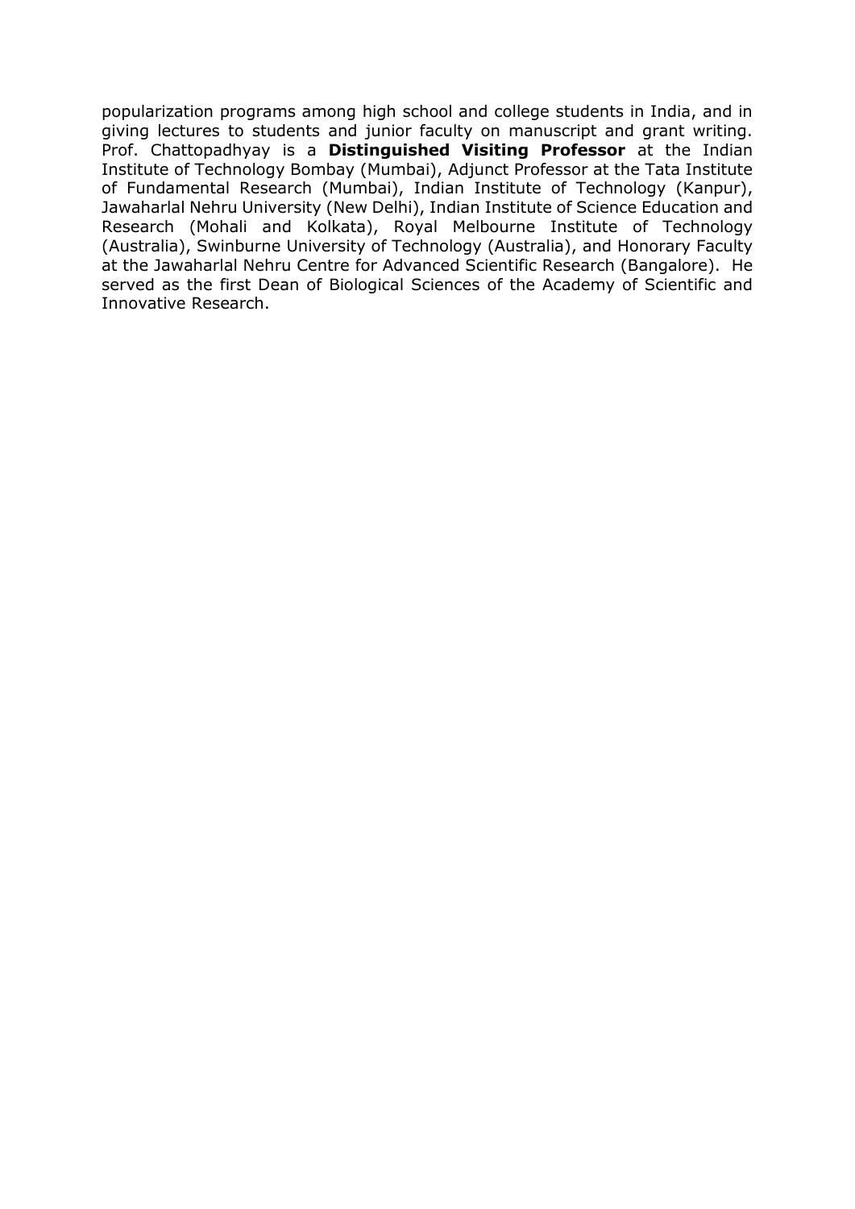popularization programs among high school and college students in India, and in giving lectures to students and junior faculty on manuscript and grant writing. Prof. Chattopadhyay is a **Distinguished Visiting Professor** at the Indian Institute of Technology Bombay (Mumbai), Adjunct Professor at the Tata Institute of Fundamental Research (Mumbai), Indian Institute of Technology (Kanpur), Jawaharlal Nehru University (New Delhi), Indian Institute of Science Education and Research (Mohali and Kolkata), Royal Melbourne Institute of Technology (Australia), Swinburne University of Technology (Australia), and Honorary Faculty at the Jawaharlal Nehru Centre for Advanced Scientific Research (Bangalore). He served as the first Dean of Biological Sciences of the Academy of Scientific and Innovative Research.